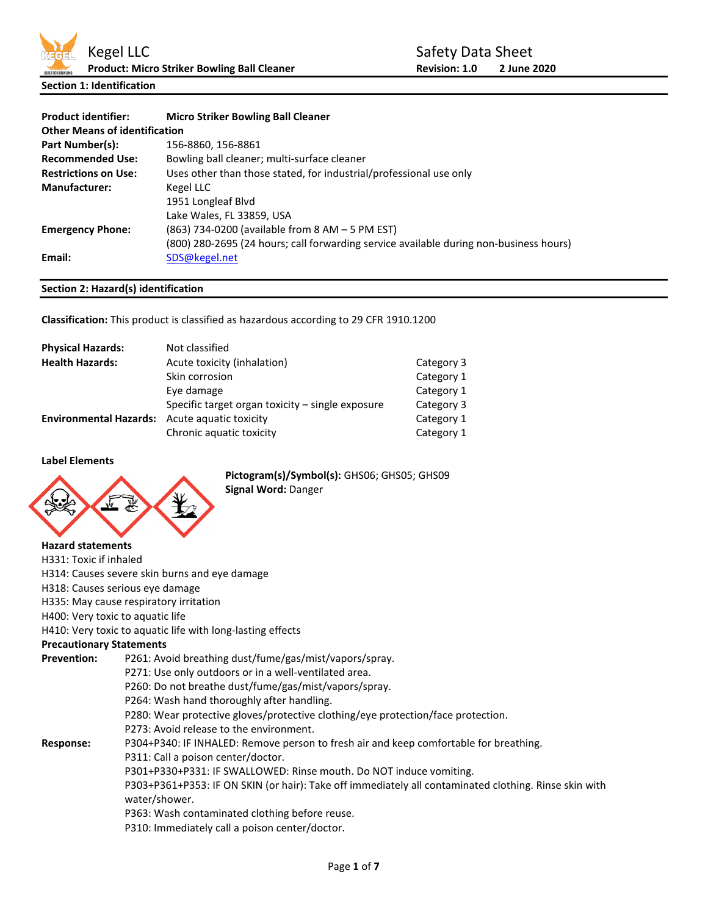Kegel LLC
**Product: Micro Striker Bowling Ball Cleaner**

Safety Data Sheet
**Revision: 1.0** **2 June 2020**

## Section 1: Identification

**Product identifier:** **Micro Striker Bowling Ball Cleaner**

**Other Means of identification**

**Part Number(s):** 156-8860, 156-8861

**Recommended Use:** Bowling ball cleaner; multi-surface cleaner

**Restrictions on Use:** Uses other than those stated, for industrial/professional use only

**Manufacturer:** Kegel LLC
1951 Longleaf Blvd
Lake Wales, FL 33859, USA

**Emergency Phone:** (863) 734-0200 (available from 8 AM – 5 PM EST)
(800) 280-2695 (24 hours; call forwarding service available during non-business hours)

**Email:** SDS@kegel.net

## Section 2: Hazard(s) identification

**Classification:** This product is classified as hazardous according to 29 CFR 1910.1200

| | | |
|---|---|---|
| **Physical Hazards:** | Not classified | |
| **Health Hazards:** | Acute toxicity (inhalation) | Category 3 |
| | Skin corrosion | Category 1 |
| | Eye damage | Category 1 |
| | Specific target organ toxicity – single exposure | Category 3 |
| **Environmental Hazards:** | Acute aquatic toxicity | Category 1 |
| | Chronic aquatic toxicity | Category 1 |

**Label Elements**

**Pictogram(s)/Symbol(s):** GHS06; GHS05; GHS09
**Signal Word:** Danger

**Hazard statements**

H331: Toxic if inhaled
H314: Causes severe skin burns and eye damage
H318: Causes serious eye damage
H335: May cause respiratory irritation
H400: Very toxic to aquatic life
H410: Very toxic to aquatic life with long-lasting effects

**Precautionary Statements**

**Prevention:**
P261: Avoid breathing dust/fume/gas/mist/vapors/spray.
P271: Use only outdoors or in a well-ventilated area.
P260: Do not breathe dust/fume/gas/mist/vapors/spray.
P264: Wash hand thoroughly after handling.
P280: Wear protective gloves/protective clothing/eye protection/face protection.
P273: Avoid release to the environment.

**Response:**
P304+P340: IF INHALED: Remove person to fresh air and keep comfortable for breathing.
P311: Call a poison center/doctor.
P301+P330+P331: IF SWALLOWED: Rinse mouth. Do NOT induce vomiting.
P303+P361+P353: IF ON SKIN (or hair): Take off immediately all contaminated clothing. Rinse skin with water/shower.
P363: Wash contaminated clothing before reuse.
P310: Immediately call a poison center/doctor.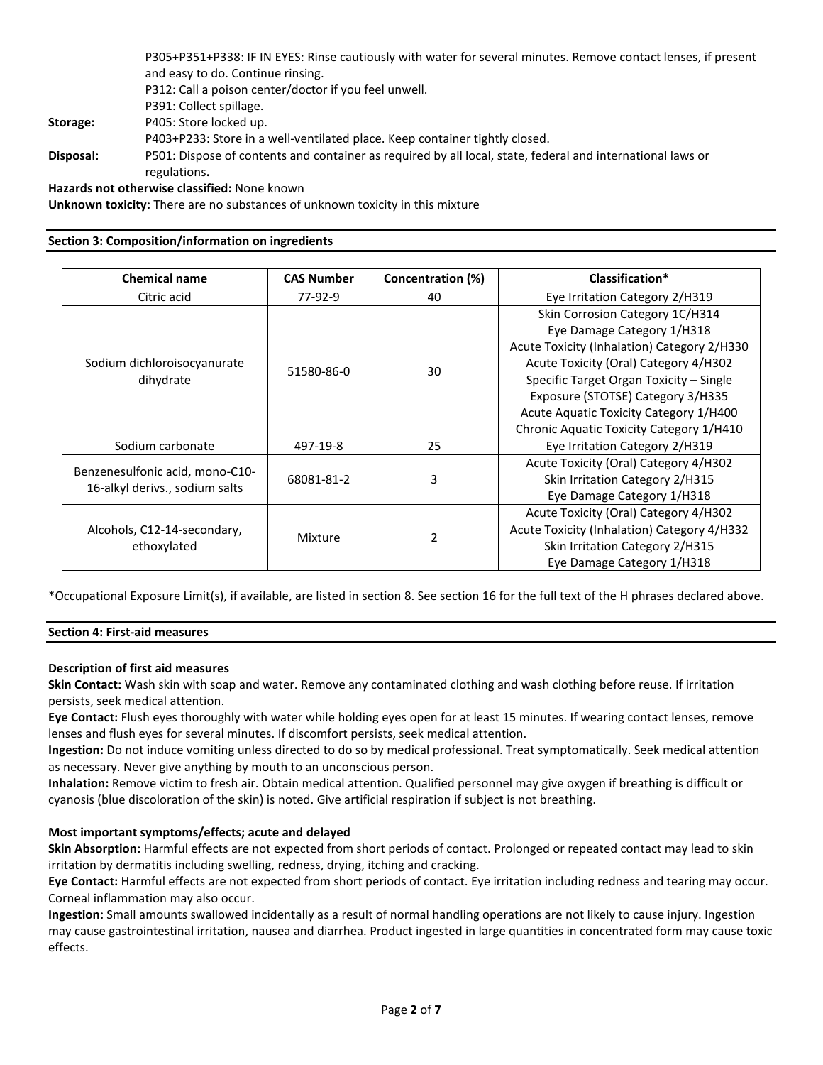P305+P351+P338: IF IN EYES: Rinse cautiously with water for several minutes. Remove contact lenses, if present and easy to do. Continue rinsing.
P312: Call a poison center/doctor if you feel unwell.
P391: Collect spillage.

**Storage:** P405: Store locked up.
P403+P233: Store in a well-ventilated place. Keep container tightly closed.

**Disposal:** P501: Dispose of contents and container as required by all local, state, federal and international laws or regulations.

**Hazards not otherwise classified:** None known

**Unknown toxicity:** There are no substances of unknown toxicity in this mixture

## Section 3: Composition/information on ingredients

| Chemical name | CAS Number | Concentration (%) | Classification* |
|---|---|---|---|
| Citric acid | 77-92-9 | 40 | Eye Irritation Category 2/H319 |
| Sodium dichloroisocyanurate dihydrate | 51580-86-0 | 30 | Skin Corrosion Category 1C/H314<br>Eye Damage Category 1/H318<br>Acute Toxicity (Inhalation) Category 2/H330<br>Acute Toxicity (Oral) Category 4/H302<br>Specific Target Organ Toxicity – Single Exposure (STOTSE) Category 3/H335<br>Acute Aquatic Toxicity Category 1/H400<br>Chronic Aquatic Toxicity Category 1/H410 |
| Sodium carbonate | 497-19-8 | 25 | Eye Irritation Category 2/H319 |
| Benzenesulfonic acid, mono-C10-16-alkyl derivs., sodium salts | 68081-81-2 | 3 | Acute Toxicity (Oral) Category 4/H302<br>Skin Irritation Category 2/H315<br>Eye Damage Category 1/H318 |
| Alcohols, C12-14-secondary, ethoxylated | Mixture | 2 | Acute Toxicity (Oral) Category 4/H302<br>Acute Toxicity (Inhalation) Category 4/H332<br>Skin Irritation Category 2/H315<br>Eye Damage Category 1/H318 |

*Occupational Exposure Limit(s), if available, are listed in section 8. See section 16 for the full text of the H phrases declared above.

## Section 4: First-aid measures

**Description of first aid measures**

**Skin Contact:** Wash skin with soap and water. Remove any contaminated clothing and wash clothing before reuse. If irritation persists, seek medical attention.

**Eye Contact:** Flush eyes thoroughly with water while holding eyes open for at least 15 minutes. If wearing contact lenses, remove lenses and flush eyes for several minutes. If discomfort persists, seek medical attention.

**Ingestion:** Do not induce vomiting unless directed to do so by medical professional. Treat symptomatically. Seek medical attention as necessary. Never give anything by mouth to an unconscious person.

**Inhalation:** Remove victim to fresh air. Obtain medical attention. Qualified personnel may give oxygen if breathing is difficult or cyanosis (blue discoloration of the skin) is noted. Give artificial respiration if subject is not breathing.

**Most important symptoms/effects; acute and delayed**

**Skin Absorption:** Harmful effects are not expected from short periods of contact. Prolonged or repeated contact may lead to skin irritation by dermatitis including swelling, redness, drying, itching and cracking.

**Eye Contact:** Harmful effects are not expected from short periods of contact. Eye irritation including redness and tearing may occur. Corneal inflammation may also occur.

**Ingestion:** Small amounts swallowed incidentally as a result of normal handling operations are not likely to cause injury. Ingestion may cause gastrointestinal irritation, nausea and diarrhea. Product ingested in large quantities in concentrated form may cause toxic effects.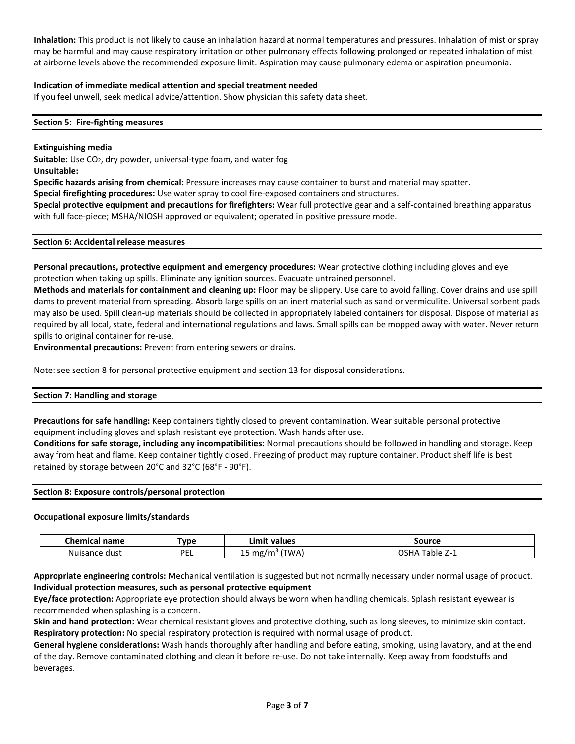**Inhalation:** This product is not likely to cause an inhalation hazard at normal temperatures and pressures. Inhalation of mist or spray may be harmful and may cause respiratory irritation or other pulmonary effects following prolonged or repeated inhalation of mist at airborne levels above the recommended exposure limit. Aspiration may cause pulmonary edema or aspiration pneumonia.

**Indication of immediate medical attention and special treatment needed**

If you feel unwell, seek medical advice/attention. Show physician this safety data sheet.

## Section 5: Fire-fighting measures

**Extinguishing media**

**Suitable:** Use $CO_2$, dry powder, universal-type foam, and water fog

**Unsuitable:**

**Specific hazards arising from chemical:** Pressure increases may cause container to burst and material may spatter.

**Special firefighting procedures:** Use water spray to cool fire-exposed containers and structures.

**Special protective equipment and precautions for firefighters:** Wear full protective gear and a self-contained breathing apparatus with full face-piece; MSHA/NIOSH approved or equivalent; operated in positive pressure mode.

## Section 6: Accidental release measures

**Personal precautions, protective equipment and emergency procedures:** Wear protective clothing including gloves and eye protection when taking up spills. Eliminate any ignition sources. Evacuate untrained personnel.

**Methods and materials for containment and cleaning up:** Floor may be slippery. Use care to avoid falling. Cover drains and use spill dams to prevent material from spreading. Absorb large spills on an inert material such as sand or vermiculite. Universal sorbent pads may also be used. Spill clean-up materials should be collected in appropriately labeled containers for disposal. Dispose of material as required by all local, state, federal and international regulations and laws. Small spills can be mopped away with water. Never return spills to original container for re-use.

**Environmental precautions:** Prevent from entering sewers or drains.

Note: see section 8 for personal protective equipment and section 13 for disposal considerations.

## Section 7: Handling and storage

**Precautions for safe handling:** Keep containers tightly closed to prevent contamination. Wear suitable personal protective equipment including gloves and splash resistant eye protection. Wash hands after use.

**Conditions for safe storage, including any incompatibilities:** Normal precautions should be followed in handling and storage. Keep away from heat and flame. Keep container tightly closed. Freezing of product may rupture container. Product shelf life is best retained by storage between 20°C and 32°C (68°F - 90°F).

## Section 8: Exposure controls/personal protection

**Occupational exposure limits/standards**

| Chemical name | Type | Limit values | Source |
|---|---|---|---|
| Nuisance dust | PEL | 15 $mg/m^3$ (TWA) | OSHA Table Z-1 |

**Appropriate engineering controls:** Mechanical ventilation is suggested but not normally necessary under normal usage of product.

**Individual protection measures, such as personal protective equipment**

**Eye/face protection:** Appropriate eye protection should always be worn when handling chemicals. Splash resistant eyewear is recommended when splashing is a concern.

**Skin and hand protection:** Wear chemical resistant gloves and protective clothing, such as long sleeves, to minimize skin contact.

**Respiratory protection:** No special respiratory protection is required with normal usage of product.

**General hygiene considerations:** Wash hands thoroughly after handling and before eating, smoking, using lavatory, and at the end of the day. Remove contaminated clothing and clean it before re-use. Do not take internally. Keep away from foodstuffs and beverages.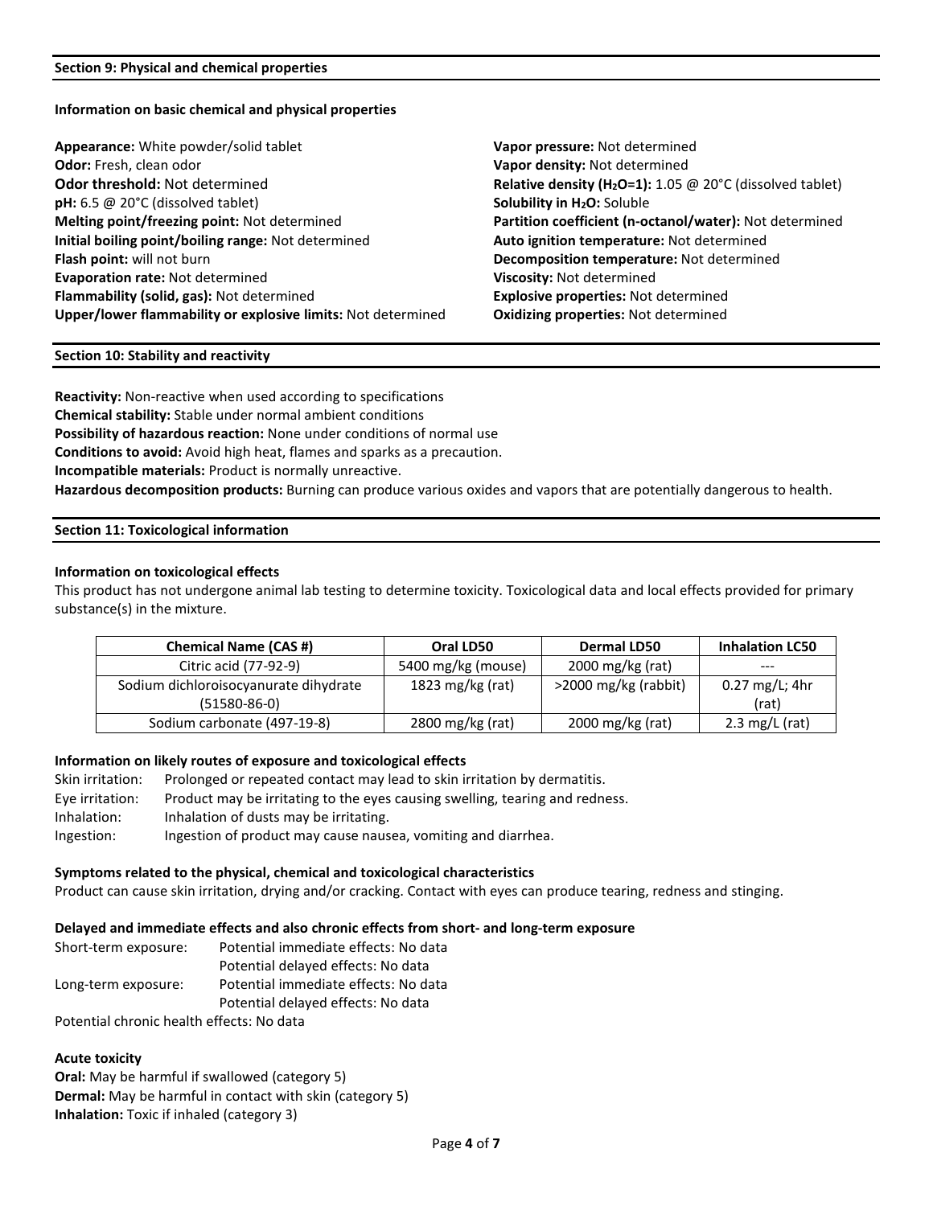## Section 9: Physical and chemical properties

### Information on basic chemical and physical properties

**Appearance:** White powder/solid tablet
**Odor:** Fresh, clean odor
**Odor threshold:** Not determined
**pH:** 6.5 @ 20°C (dissolved tablet)
**Melting point/freezing point:** Not determined
**Initial boiling point/boiling range:** Not determined
**Flash point:** will not burn
**Evaporation rate:** Not determined
**Flammability (solid, gas):** Not determined
**Upper/lower flammability or explosive limits:** Not determined
**Vapor pressure:** Not determined
**Vapor density:** Not determined
**Relative density ($H_2O$=1):** 1.05 @ 20°C (dissolved tablet)
**Solubility in $H_2O$:** Soluble
**Partition coefficient (n-octanol/water):** Not determined
**Auto ignition temperature:** Not determined
**Decomposition temperature:** Not determined
**Viscosity:** Not determined
**Explosive properties:** Not determined
**Oxidizing properties:** Not determined

## Section 10: Stability and reactivity

**Reactivity:** Non-reactive when used according to specifications
**Chemical stability:** Stable under normal ambient conditions
**Possibility of hazardous reaction:** None under conditions of normal use
**Conditions to avoid:** Avoid high heat, flames and sparks as a precaution.
**Incompatible materials:** Product is normally unreactive.
**Hazardous decomposition products:** Burning can produce various oxides and vapors that are potentially dangerous to health.

## Section 11: Toxicological information

### Information on toxicological effects

This product has not undergone animal lab testing to determine toxicity. Toxicological data and local effects provided for primary substance(s) in the mixture.

| Chemical Name (CAS #) | Oral LD50 | Dermal LD50 | Inhalation LC50 |
|---|---|---|---|
| Citric acid (77-92-9) | 5400 mg/kg (mouse) | 2000 mg/kg (rat) | --- |
| Sodium dichloroisocyanurate dihydrate (51580-86-0) | 1823 mg/kg (rat) | >2000 mg/kg (rabbit) | 0.27 mg/L; 4hr (rat) |
| Sodium carbonate (497-19-8) | 2800 mg/kg (rat) | 2000 mg/kg (rat) | 2.3 mg/L (rat) |

### Information on likely routes of exposure and toxicological effects

Skin irritation: Prolonged or repeated contact may lead to skin irritation by dermatitis.
Eye irritation: Product may be irritating to the eyes causing swelling, tearing and redness.
Inhalation: Inhalation of dusts may be irritating.
Ingestion: Ingestion of product may cause nausea, vomiting and diarrhea.

### Symptoms related to the physical, chemical and toxicological characteristics

Product can cause skin irritation, drying and/or cracking. Contact with eyes can produce tearing, redness and stinging.

### Delayed and immediate effects and also chronic effects from short- and long-term exposure

Short-term exposure: Potential immediate effects: No data
Potential delayed effects: No data
Long-term exposure: Potential immediate effects: No data
Potential delayed effects: No data
Potential chronic health effects: No data

### Acute toxicity

**Oral:** May be harmful if swallowed (category 5)
**Dermal:** May be harmful in contact with skin (category 5)
**Inhalation:** Toxic if inhaled (category 3)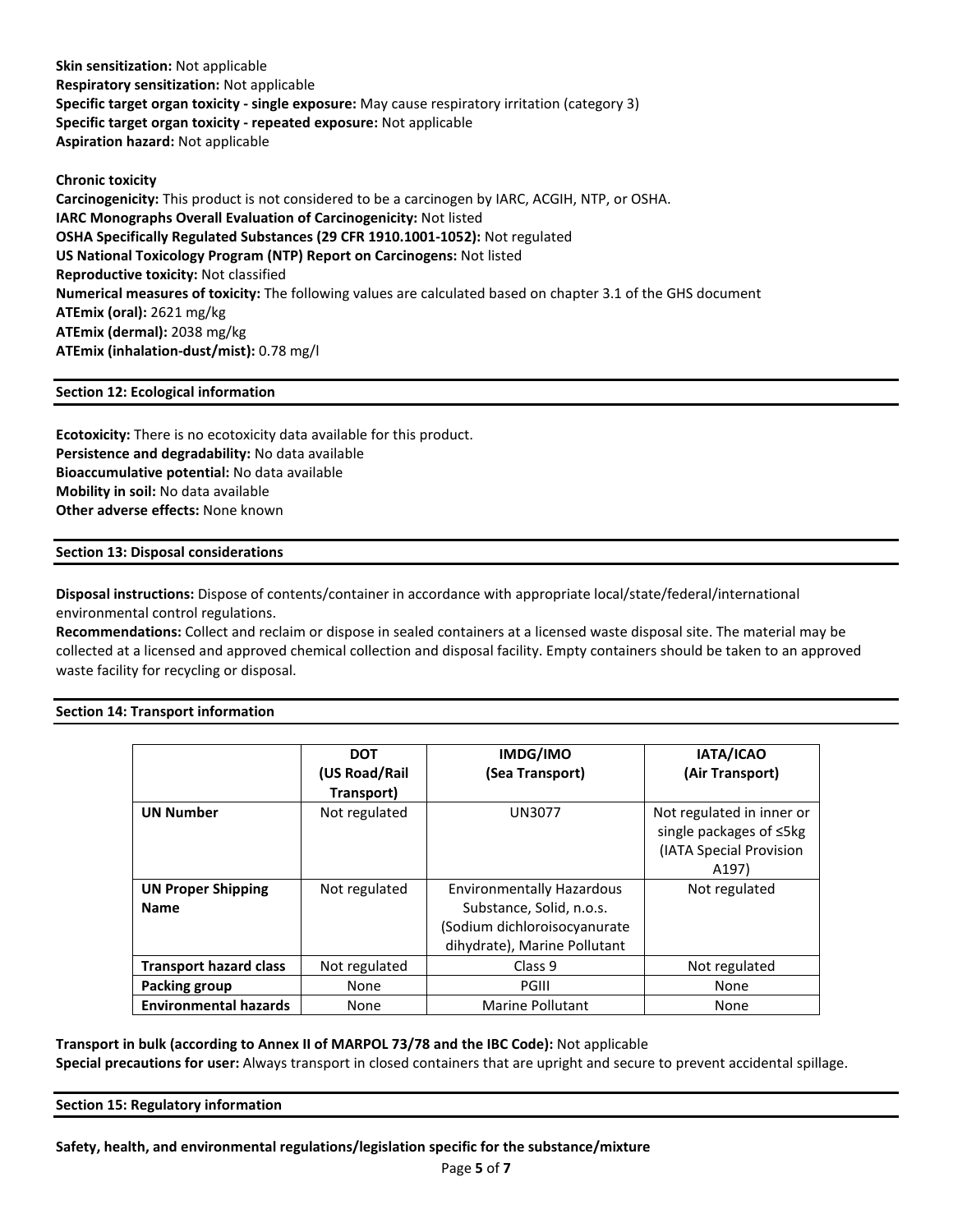**Skin sensitization:** Not applicable
**Respiratory sensitization:** Not applicable
**Specific target organ toxicity - single exposure:** May cause respiratory irritation (category 3)
**Specific target organ toxicity - repeated exposure:** Not applicable
**Aspiration hazard:** Not applicable

**Chronic toxicity**
**Carcinogenicity:** This product is not considered to be a carcinogen by IARC, ACGIH, NTP, or OSHA.
**IARC Monographs Overall Evaluation of Carcinogenicity:** Not listed
**OSHA Specifically Regulated Substances (29 CFR 1910.1001-1052):** Not regulated
**US National Toxicology Program (NTP) Report on Carcinogens:** Not listed
**Reproductive toxicity:** Not classified
**Numerical measures of toxicity:** The following values are calculated based on chapter 3.1 of the GHS document
**ATEmix (oral):** 2621 mg/kg
**ATEmix (dermal):** 2038 mg/kg
**ATEmix (inhalation-dust/mist):** 0.78 mg/l

## Section 12: Ecological information

**Ecotoxicity:** There is no ecotoxicity data available for this product.
**Persistence and degradability:** No data available
**Bioaccumulative potential:** No data available
**Mobility in soil:** No data available
**Other adverse effects:** None known

## Section 13: Disposal considerations

**Disposal instructions:** Dispose of contents/container in accordance with appropriate local/state/federal/international environmental control regulations.
**Recommendations:** Collect and reclaim or dispose in sealed containers at a licensed waste disposal site. The material may be collected at a licensed and approved chemical collection and disposal facility. Empty containers should be taken to an approved waste facility for recycling or disposal.

## Section 14: Transport information

| | DOT (US Road/Rail Transport) | IMDG/IMO (Sea Transport) | IATA/ICAO (Air Transport) |
|---|---|---|---|
| **UN Number** | Not regulated | UN3077 | Not regulated in inner or single packages of ≤5kg (IATA Special Provision A197) |
| **UN Proper Shipping Name** | Not regulated | Environmentally Hazardous Substance, Solid, n.o.s. (Sodium dichloroisocyanurate dihydrate), Marine Pollutant | Not regulated |
| **Transport hazard class** | Not regulated | Class 9 | Not regulated |
| **Packing group** | None | PGIII | None |
| **Environmental hazards** | None | Marine Pollutant | None |

**Transport in bulk (according to Annex II of MARPOL 73/78 and the IBC Code):** Not applicable
**Special precautions for user:** Always transport in closed containers that are upright and secure to prevent accidental spillage.

## Section 15: Regulatory information

**Safety, health, and environmental regulations/legislation specific for the substance/mixture**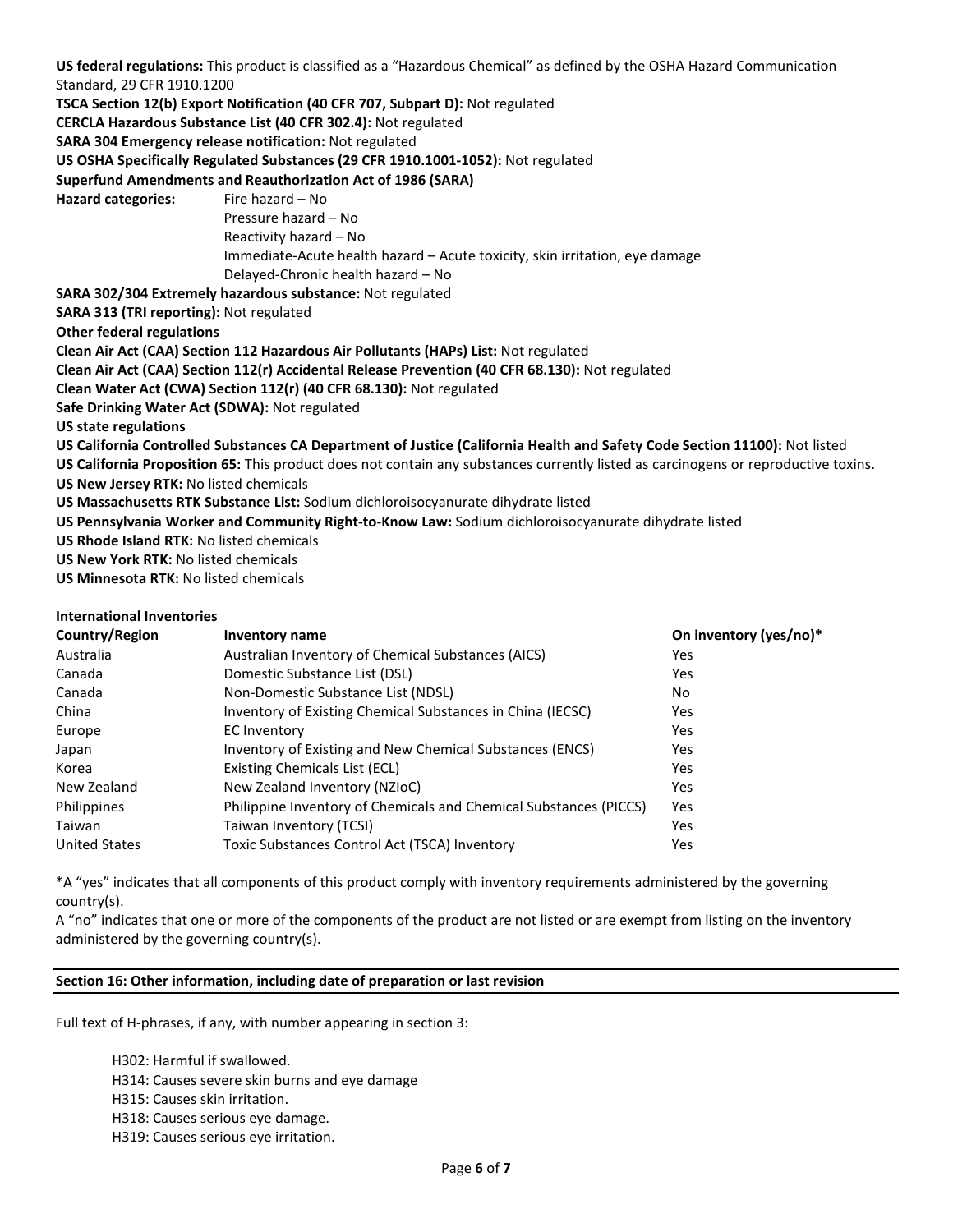**US federal regulations:** This product is classified as a "Hazardous Chemical" as defined by the OSHA Hazard Communication Standard, 29 CFR 1910.1200

**TSCA Section 12(b) Export Notification (40 CFR 707, Subpart D):** Not regulated

**CERCLA Hazardous Substance List (40 CFR 302.4):** Not regulated

**SARA 304 Emergency release notification:** Not regulated

**US OSHA Specifically Regulated Substances (29 CFR 1910.1001-1052):** Not regulated

**Superfund Amendments and Reauthorization Act of 1986 (SARA)**

**Hazard categories:**
- Fire hazard – No
- Pressure hazard – No
- Reactivity hazard – No
- Immediate-Acute health hazard – Acute toxicity, skin irritation, eye damage
- Delayed-Chronic health hazard – No

**SARA 302/304 Extremely hazardous substance:** Not regulated

**SARA 313 (TRI reporting):** Not regulated

**Other federal regulations**

**Clean Air Act (CAA) Section 112 Hazardous Air Pollutants (HAPs) List:** Not regulated

**Clean Air Act (CAA) Section 112(r) Accidental Release Prevention (40 CFR 68.130):** Not regulated

**Clean Water Act (CWA) Section 112(r) (40 CFR 68.130):** Not regulated

**Safe Drinking Water Act (SDWA):** Not regulated

**US state regulations**

**US California Controlled Substances CA Department of Justice (California Health and Safety Code Section 11100):** Not listed

**US California Proposition 65:** This product does not contain any substances currently listed as carcinogens or reproductive toxins.

**US New Jersey RTK:** No listed chemicals

**US Massachusetts RTK Substance List:** Sodium dichloroisocyanurate dihydrate listed

**US Pennsylvania Worker and Community Right-to-Know Law:** Sodium dichloroisocyanurate dihydrate listed

**US Rhode Island RTK:** No listed chemicals

**US New York RTK:** No listed chemicals

**US Minnesota RTK:** No listed chemicals

**International Inventories**

| Country/Region | Inventory name | On inventory (yes/no)* |
|---|---|---|
| Australia | Australian Inventory of Chemical Substances (AICS) | Yes |
| Canada | Domestic Substance List (DSL) | Yes |
| Canada | Non-Domestic Substance List (NDSL) | No |
| China | Inventory of Existing Chemical Substances in China (IECSC) | Yes |
| Europe | EC Inventory | Yes |
| Japan | Inventory of Existing and New Chemical Substances (ENCS) | Yes |
| Korea | Existing Chemicals List (ECL) | Yes |
| New Zealand | New Zealand Inventory (NZIoC) | Yes |
| Philippines | Philippine Inventory of Chemicals and Chemical Substances (PICCS) | Yes |
| Taiwan | Taiwan Inventory (TCSI) | Yes |
| United States | Toxic Substances Control Act (TSCA) Inventory | Yes |

*A "yes" indicates that all components of this product comply with inventory requirements administered by the governing country(s).

A "no" indicates that one or more of the components of the product are not listed or are exempt from listing on the inventory administered by the governing country(s).

## Section 16: Other information, including date of preparation or last revision

Full text of H-phrases, if any, with number appearing in section 3:

- H302: Harmful if swallowed.
- H314: Causes severe skin burns and eye damage
- H315: Causes skin irritation.
- H318: Causes serious eye damage.
- H319: Causes serious eye irritation.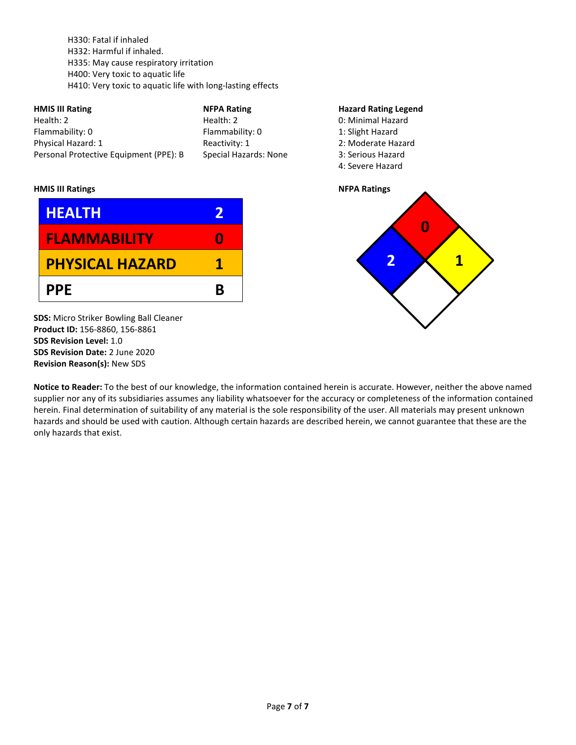H330: Fatal if inhaled
H332: Harmful if inhaled.
H335: May cause respiratory irritation
H400: Very toxic to aquatic life
H410: Very toxic to aquatic life with long-lasting effects

**HMIS III Rating**
Health: 2
Flammability: 0
Physical Hazard: 1
Personal Protective Equipment (PPE): B

**NFPA Rating**
Health: 2
Flammability: 0
Reactivity: 1
Special Hazards: None

**Hazard Rating Legend**
0: Minimal Hazard
1: Slight Hazard
2: Moderate Hazard
3: Serious Hazard
4: Severe Hazard

**HMIS III Ratings**

| | |
|---|---|
| **HEALTH** | **2** |
| **FLAMMABILITY** | **0** |
| **PHYSICAL HAZARD** | **1** |
| **PPE** | **B** |

**NFPA Ratings**

0
2
1

**SDS:** Micro Striker Bowling Ball Cleaner
**Product ID:** 156-8860, 156-8861
**SDS Revision Level:** 1.0
**SDS Revision Date:** 2 June 2020
**Revision Reason(s):** New SDS

**Notice to Reader:** To the best of our knowledge, the information contained herein is accurate. However, neither the above named supplier nor any of its subsidiaries assumes any liability whatsoever for the accuracy or completeness of the information contained herein. Final determination of suitability of any material is the sole responsibility of the user. All materials may present unknown hazards and should be used with caution. Although certain hazards are described herein, we cannot guarantee that these are the only hazards that exist.